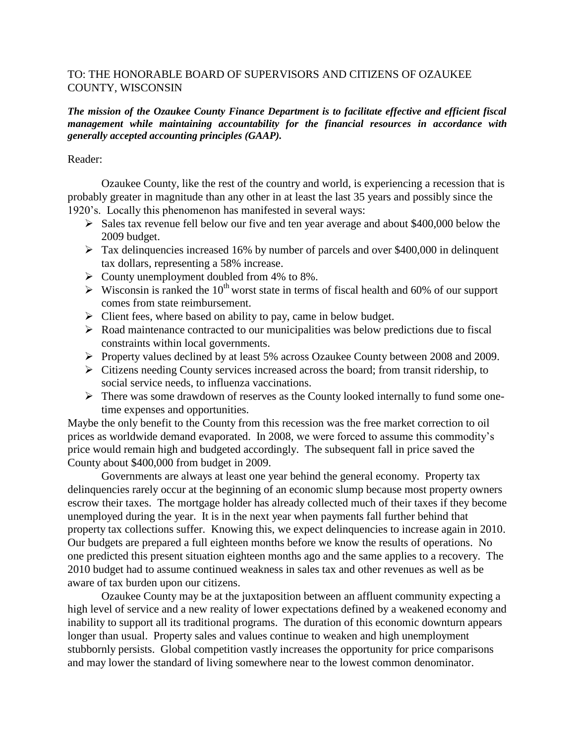TO: THE HONORABLE BOARD OF SUPERVISORS AND CITIZENS OF OZAUKEE COUNTY, WISCONSIN

***The mission of the Ozaukee County Finance Department is to facilitate effective and efficient fiscal management while maintaining accountability for the financial resources in accordance with generally accepted accounting principles (GAAP).***

Reader:

Ozaukee County, like the rest of the country and world, is experiencing a recession that is probably greater in magnitude than any other in at least the last 35 years and possibly since the 1920's. Locally this phenomenon has manifested in several ways:

- Sales tax revenue fell below our five and ten year average and about $400,000 below the 2009 budget.
- Tax delinquencies increased 16% by number of parcels and over $400,000 in delinquent tax dollars, representing a 58% increase.
- County unemployment doubled from 4% to 8%.
- Wisconsin is ranked the 10th worst state in terms of fiscal health and 60% of our support comes from state reimbursement.
- Client fees, where based on ability to pay, came in below budget.
- Road maintenance contracted to our municipalities was below predictions due to fiscal constraints within local governments.
- Property values declined by at least 5% across Ozaukee County between 2008 and 2009.
- Citizens needing County services increased across the board; from transit ridership, to social service needs, to influenza vaccinations.
- There was some drawdown of reserves as the County looked internally to fund some one-time expenses and opportunities.

Maybe the only benefit to the County from this recession was the free market correction to oil prices as worldwide demand evaporated. In 2008, we were forced to assume this commodity's price would remain high and budgeted accordingly. The subsequent fall in price saved the County about $400,000 from budget in 2009.

Governments are always at least one year behind the general economy. Property tax delinquencies rarely occur at the beginning of an economic slump because most property owners escrow their taxes. The mortgage holder has already collected much of their taxes if they become unemployed during the year. It is in the next year when payments fall further behind that property tax collections suffer. Knowing this, we expect delinquencies to increase again in 2010. Our budgets are prepared a full eighteen months before we know the results of operations. No one predicted this present situation eighteen months ago and the same applies to a recovery. The 2010 budget had to assume continued weakness in sales tax and other revenues as well as be aware of tax burden upon our citizens.

Ozaukee County may be at the juxtaposition between an affluent community expecting a high level of service and a new reality of lower expectations defined by a weakened economy and inability to support all its traditional programs. The duration of this economic downturn appears longer than usual. Property sales and values continue to weaken and high unemployment stubbornly persists. Global competition vastly increases the opportunity for price comparisons and may lower the standard of living somewhere near to the lowest common denominator.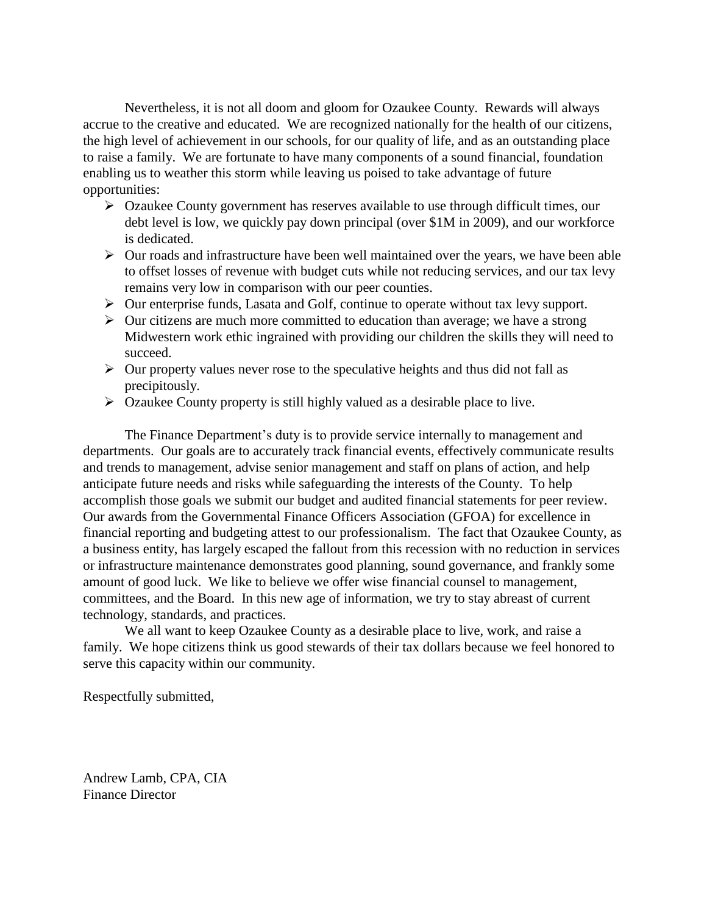Nevertheless, it is not all doom and gloom for Ozaukee County. Rewards will always accrue to the creative and educated. We are recognized nationally for the health of our citizens, the high level of achievement in our schools, for our quality of life, and as an outstanding place to raise a family. We are fortunate to have many components of a sound financial, foundation enabling us to weather this storm while leaving us poised to take advantage of future opportunities:

- Ozaukee County government has reserves available to use through difficult times, our debt level is low, we quickly pay down principal (over $1M in 2009), and our workforce is dedicated.
- Our roads and infrastructure have been well maintained over the years, we have been able to offset losses of revenue with budget cuts while not reducing services, and our tax levy remains very low in comparison with our peer counties.
- Our enterprise funds, Lasata and Golf, continue to operate without tax levy support.
- Our citizens are much more committed to education than average; we have a strong Midwestern work ethic ingrained with providing our children the skills they will need to succeed.
- Our property values never rose to the speculative heights and thus did not fall as precipitously.
- Ozaukee County property is still highly valued as a desirable place to live.

The Finance Department's duty is to provide service internally to management and departments. Our goals are to accurately track financial events, effectively communicate results and trends to management, advise senior management and staff on plans of action, and help anticipate future needs and risks while safeguarding the interests of the County. To help accomplish those goals we submit our budget and audited financial statements for peer review. Our awards from the Governmental Finance Officers Association (GFOA) for excellence in financial reporting and budgeting attest to our professionalism. The fact that Ozaukee County, as a business entity, has largely escaped the fallout from this recession with no reduction in services or infrastructure maintenance demonstrates good planning, sound governance, and frankly some amount of good luck. We like to believe we offer wise financial counsel to management, committees, and the Board. In this new age of information, we try to stay abreast of current technology, standards, and practices.

We all want to keep Ozaukee County as a desirable place to live, work, and raise a family. We hope citizens think us good stewards of their tax dollars because we feel honored to serve this capacity within our community.

Respectfully submitted,

Andrew Lamb, CPA, CIA
Finance Director